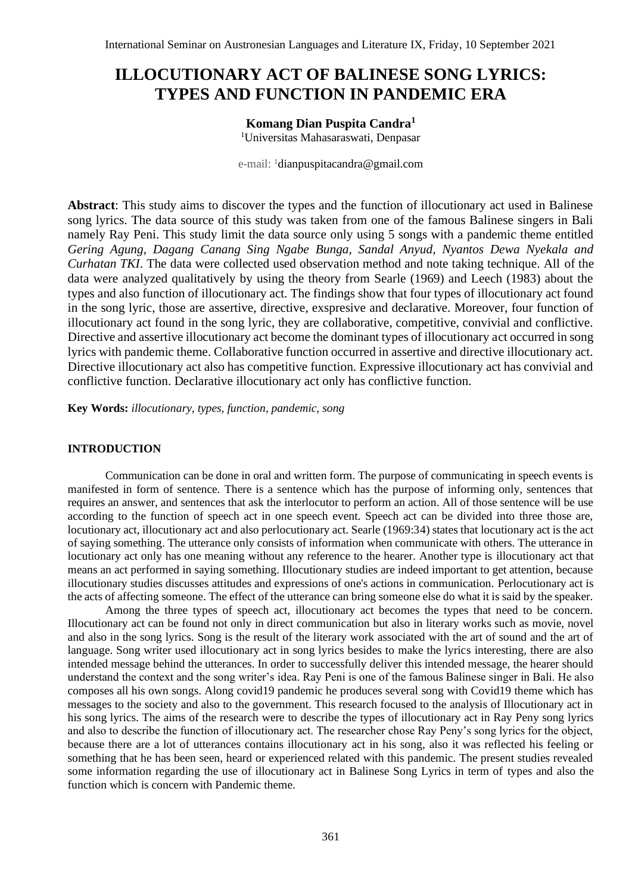# ILLOCUTIONARY ACT OF BALINESE SONG LYRICS: TYPES AND FUNCTION IN PANDEMIC ERA

**Komang Dian Puspita Candra**[1]

[1]Universitas Mahasaraswati, Denpasar

e-mail: [1]dianpuspitacandra@gmail.com

**Abstract**: This study aims to discover the types and the function of illocutionary act used in Balinese song lyrics. The data source of this study was taken from one of the famous Balinese singers in Bali namely Ray Peni. This study limit the data source only using 5 songs with a pandemic theme entitled *Gering Agung, Dagang Canang Sing Ngabe Bunga, Sandal Anyud, Nyantos Dewa Nyekala and Curhatan TKI*. The data were collected used observation method and note taking technique. All of the data were analyzed qualitatively by using the theory from Searle (1969) and Leech (1983) about the types and also function of illocutionary act. The findings show that four types of illocutionary act found in the song lyric, those are assertive, directive, exspresive and declarative. Moreover, four function of illocutionary act found in the song lyric, they are collaborative, competitive, convivial and conflictive. Directive and assertive illocutionary act become the dominant types of illocutionary act occurred in song lyrics with pandemic theme. Collaborative function occurred in assertive and directive illocutionary act. Directive illocutionary act also has competitive function. Expressive illocutionary act has convivial and conflictive function. Declarative illocutionary act only has conflictive function.

**Key Words:** *illocutionary, types, function, pandemic, song*

## INTRODUCTION

Communication can be done in oral and written form. The purpose of communicating in speech events is manifested in form of sentence. There is a sentence which has the purpose of informing only, sentences that requires an answer, and sentences that ask the interlocutor to perform an action. All of those sentence will be use according to the function of speech act in one speech event. Speech act can be divided into three those are, locutionary act, illocutionary act and also perlocutionary act. Searle (1969:34) states that locutionary act is the act of saying something. The utterance only consists of information when communicate with others. The utterance in locutionary act only has one meaning without any reference to the hearer. Another type is illocutionary act that means an act performed in saying something. Illocutionary studies are indeed important to get attention, because illocutionary studies discusses attitudes and expressions of one's actions in communication. Perlocutionary act is the acts of affecting someone. The effect of the utterance can bring someone else do what it is said by the speaker.

Among the three types of speech act, illocutionary act becomes the types that need to be concern. Illocutionary act can be found not only in direct communication but also in literary works such as movie, novel and also in the song lyrics. Song is the result of the literary work associated with the art of sound and the art of language. Song writer used illocutionary act in song lyrics besides to make the lyrics interesting, there are also intended message behind the utterances. In order to successfully deliver this intended message, the hearer should understand the context and the song writer's idea. Ray Peni is one of the famous Balinese singer in Bali. He also composes all his own songs. Along covid19 pandemic he produces several song with Covid19 theme which has messages to the society and also to the government. This research focused to the analysis of Illocutionary act in his song lyrics. The aims of the research were to describe the types of illocutionary act in Ray Peny song lyrics and also to describe the function of illocutionary act. The researcher chose Ray Peny's song lyrics for the object, because there are a lot of utterances contains illocutionary act in his song, also it was reflected his feeling or something that he has been seen, heard or experienced related with this pandemic. The present studies revealed some information regarding the use of illocutionary act in Balinese Song Lyrics in term of types and also the function which is concern with Pandemic theme.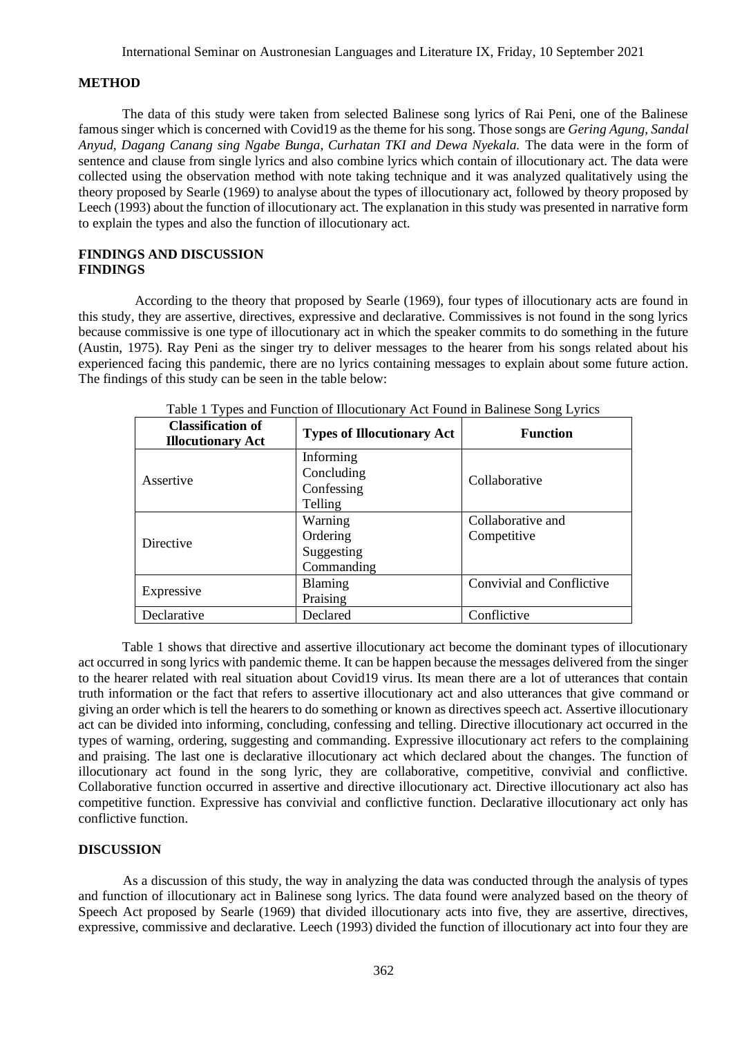## METHOD

The data of this study were taken from selected Balinese song lyrics of Rai Peni, one of the Balinese famous singer which is concerned with Covid19 as the theme for his song. Those songs are *Gering Agung, Sandal Anyud, Dagang Canang sing Ngabe Bunga, Curhatan TKI and Dewa Nyekala.* The data were in the form of sentence and clause from single lyrics and also combine lyrics which contain of illocutionary act. The data were collected using the observation method with note taking technique and it was analyzed qualitatively using the theory proposed by Searle (1969) to analyse about the types of illocutionary act, followed by theory proposed by Leech (1993) about the function of illocutionary act. The explanation in this study was presented in narrative form to explain the types and also the function of illocutionary act.

## FINDINGS AND DISCUSSION

### FINDINGS

According to the theory that proposed by Searle (1969), four types of illocutionary acts are found in this study, they are assertive, directives, expressive and declarative. Commissives is not found in the song lyrics because commissive is one type of illocutionary act in which the speaker commits to do something in the future (Austin, 1975). Ray Peni as the singer try to deliver messages to the hearer from his songs related about his experienced facing this pandemic, there are no lyrics containing messages to explain about some future action. The findings of this study can be seen in the table below:

Table 1 Types and Function of Illocutionary Act Found in Balinese Song Lyrics

| Classification of Illocutionary Act | Types of Illocutionary Act | Function |
|---|---|---|
| Assertive | Informing<br>Concluding<br>Confessing<br>Telling | Collaborative |
| Directive | Warning<br>Ordering<br>Suggesting<br>Commanding | Collaborative and Competitive |
| Expressive | Blaming<br>Praising | Convivial and Conflictive |
| Declarative | Declared | Conflictive |

Table 1 shows that directive and assertive illocutionary act become the dominant types of illocutionary act occurred in song lyrics with pandemic theme. It can be happen because the messages delivered from the singer to the hearer related with real situation about Covid19 virus. Its mean there are a lot of utterances that contain truth information or the fact that refers to assertive illocutionary act and also utterances that give command or giving an order which is tell the hearers to do something or known as directives speech act. Assertive illocutionary act can be divided into informing, concluding, confessing and telling. Directive illocutionary act occurred in the types of warning, ordering, suggesting and commanding. Expressive illocutionary act refers to the complaining and praising. The last one is declarative illocutionary act which declared about the changes. The function of illocutionary act found in the song lyric, they are collaborative, competitive, convivial and conflictive. Collaborative function occurred in assertive and directive illocutionary act. Directive illocutionary act also has competitive function. Expressive has convivial and conflictive function. Declarative illocutionary act only has conflictive function.

### DISCUSSION

As a discussion of this study, the way in analyzing the data was conducted through the analysis of types and function of illocutionary act in Balinese song lyrics. The data found were analyzed based on the theory of Speech Act proposed by Searle (1969) that divided illocutionary acts into five, they are assertive, directives, expressive, commissive and declarative. Leech (1993) divided the function of illocutionary act into four they are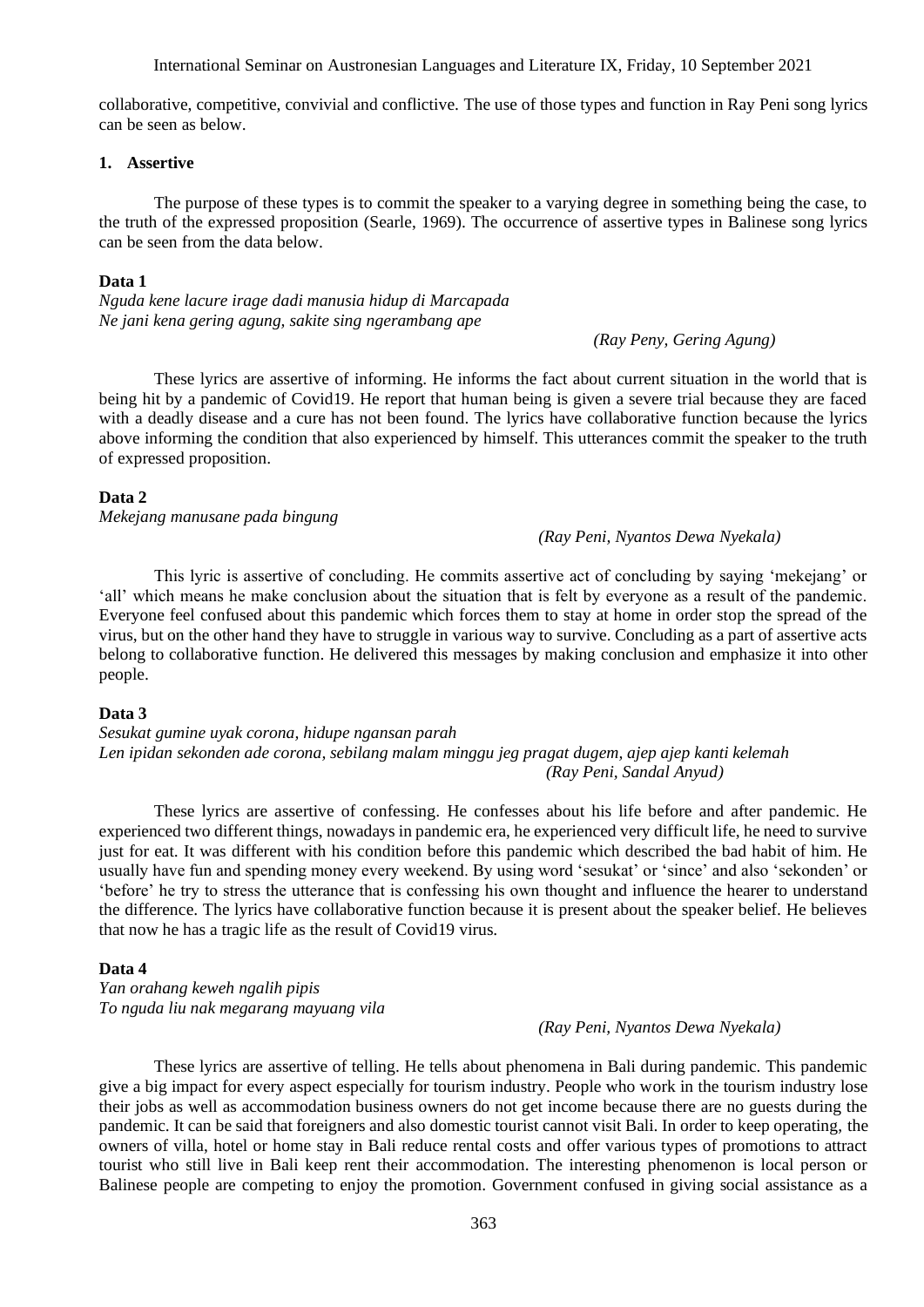collaborative, competitive, convivial and conflictive. The use of those types and function in Ray Peni song lyrics can be seen as below.

**1. Assertive**

The purpose of these types is to commit the speaker to a varying degree in something being the case, to the truth of the expressed proposition (Searle, 1969). The occurrence of assertive types in Balinese song lyrics can be seen from the data below.

**Data 1**

*Nguda kene lacure irage dadi manusia hidup di Marcapada*
*Ne jani kena gering agung, sakite sing ngerambang ape*

*(Ray Peny, Gering Agung)*

These lyrics are assertive of informing. He informs the fact about current situation in the world that is being hit by a pandemic of Covid19. He report that human being is given a severe trial because they are faced with a deadly disease and a cure has not been found. The lyrics have collaborative function because the lyrics above informing the condition that also experienced by himself. This utterances commit the speaker to the truth of expressed proposition.

**Data 2**

*Mekejang manusane pada bingung*

*(Ray Peni, Nyantos Dewa Nyekala)*

This lyric is assertive of concluding. He commits assertive act of concluding by saying 'mekejang' or 'all' which means he make conclusion about the situation that is felt by everyone as a result of the pandemic. Everyone feel confused about this pandemic which forces them to stay at home in order stop the spread of the virus, but on the other hand they have to struggle in various way to survive. Concluding as a part of assertive acts belong to collaborative function. He delivered this messages by making conclusion and emphasize it into other people.

**Data 3**

*Sesukat gumine uyak corona, hidupe ngansan parah*
*Len ipidan sekonden ade corona, sebilang malam minggu jeg pragat dugem, ajep ajep kanti kelemah*

*(Ray Peni, Sandal Anyud)*

These lyrics are assertive of confessing. He confesses about his life before and after pandemic. He experienced two different things, nowadays in pandemic era, he experienced very difficult life, he need to survive just for eat. It was different with his condition before this pandemic which described the bad habit of him. He usually have fun and spending money every weekend. By using word 'sesukat' or 'since' and also 'sekonden' or 'before' he try to stress the utterance that is confessing his own thought and influence the hearer to understand the difference. The lyrics have collaborative function because it is present about the speaker belief. He believes that now he has a tragic life as the result of Covid19 virus.

**Data 4**

*Yan orahang keweh ngalih pipis*
*To nguda liu nak megarang mayuang vila*

*(Ray Peni, Nyantos Dewa Nyekala)*

These lyrics are assertive of telling. He tells about phenomena in Bali during pandemic. This pandemic give a big impact for every aspect especially for tourism industry. People who work in the tourism industry lose their jobs as well as accommodation business owners do not get income because there are no guests during the pandemic. It can be said that foreigners and also domestic tourist cannot visit Bali. In order to keep operating, the owners of villa, hotel or home stay in Bali reduce rental costs and offer various types of promotions to attract tourist who still live in Bali keep rent their accommodation. The interesting phenomenon is local person or Balinese people are competing to enjoy the promotion. Government confused in giving social assistance as a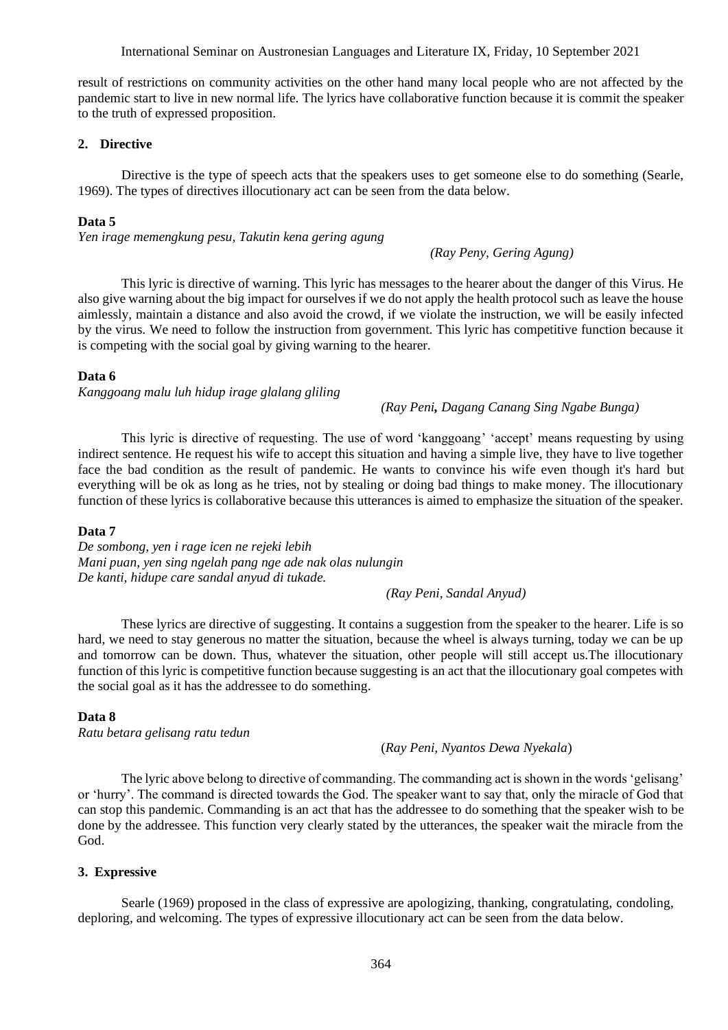result of restrictions on community activities on the other hand many local people who are not affected by the pandemic start to live in new normal life. The lyrics have collaborative function because it is commit the speaker to the truth of expressed proposition.

### 2. Directive

Directive is the type of speech acts that the speakers uses to get someone else to do something (Searle, 1969). The types of directives illocutionary act can be seen from the data below.

**Data 5**

*Yen irage memengkung pesu, Takutin kena gering agung*

*(Ray Peny, Gering Agung)*

This lyric is directive of warning. This lyric has messages to the hearer about the danger of this Virus. He also give warning about the big impact for ourselves if we do not apply the health protocol such as leave the house aimlessly, maintain a distance and also avoid the crowd, if we violate the instruction, we will be easily infected by the virus. We need to follow the instruction from government. This lyric has competitive function because it is competing with the social goal by giving warning to the hearer.

**Data 6**

*Kanggoang malu luh hidup irage glalang gliling*

*(Ray Peni**,** Dagang Canang Sing Ngabe Bunga)*

This lyric is directive of requesting. The use of word 'kanggoang' 'accept' means requesting by using indirect sentence. He request his wife to accept this situation and having a simple live, they have to live together face the bad condition as the result of pandemic. He wants to convince his wife even though it's hard but everything will be ok as long as he tries, not by stealing or doing bad things to make money. The illocutionary function of these lyrics is collaborative because this utterances is aimed to emphasize the situation of the speaker.

**Data 7**

*De sombong, yen i rage icen ne rejeki lebih*
*Mani puan, yen sing ngelah pang nge ade nak olas nulungin*
*De kanti, hidupe care sandal anyud di tukade.*

*(Ray Peni, Sandal Anyud)*

These lyrics are directive of suggesting. It contains a suggestion from the speaker to the hearer. Life is so hard, we need to stay generous no matter the situation, because the wheel is always turning, today we can be up and tomorrow can be down. Thus, whatever the situation, other people will still accept us.The illocutionary function of this lyric is competitive function because suggesting is an act that the illocutionary goal competes with the social goal as it has the addressee to do something.

**Data 8**

*Ratu betara gelisang ratu tedun*

(*Ray Peni, Nyantos Dewa Nyekala*)

The lyric above belong to directive of commanding. The commanding act is shown in the words 'gelisang' or 'hurry'. The command is directed towards the God. The speaker want to say that, only the miracle of God that can stop this pandemic. Commanding is an act that has the addressee to do something that the speaker wish to be done by the addressee. This function very clearly stated by the utterances, the speaker wait the miracle from the God.

### 3. Expressive

Searle (1969) proposed in the class of expressive are apologizing, thanking, congratulating, condoling, deploring, and welcoming. The types of expressive illocutionary act can be seen from the data below.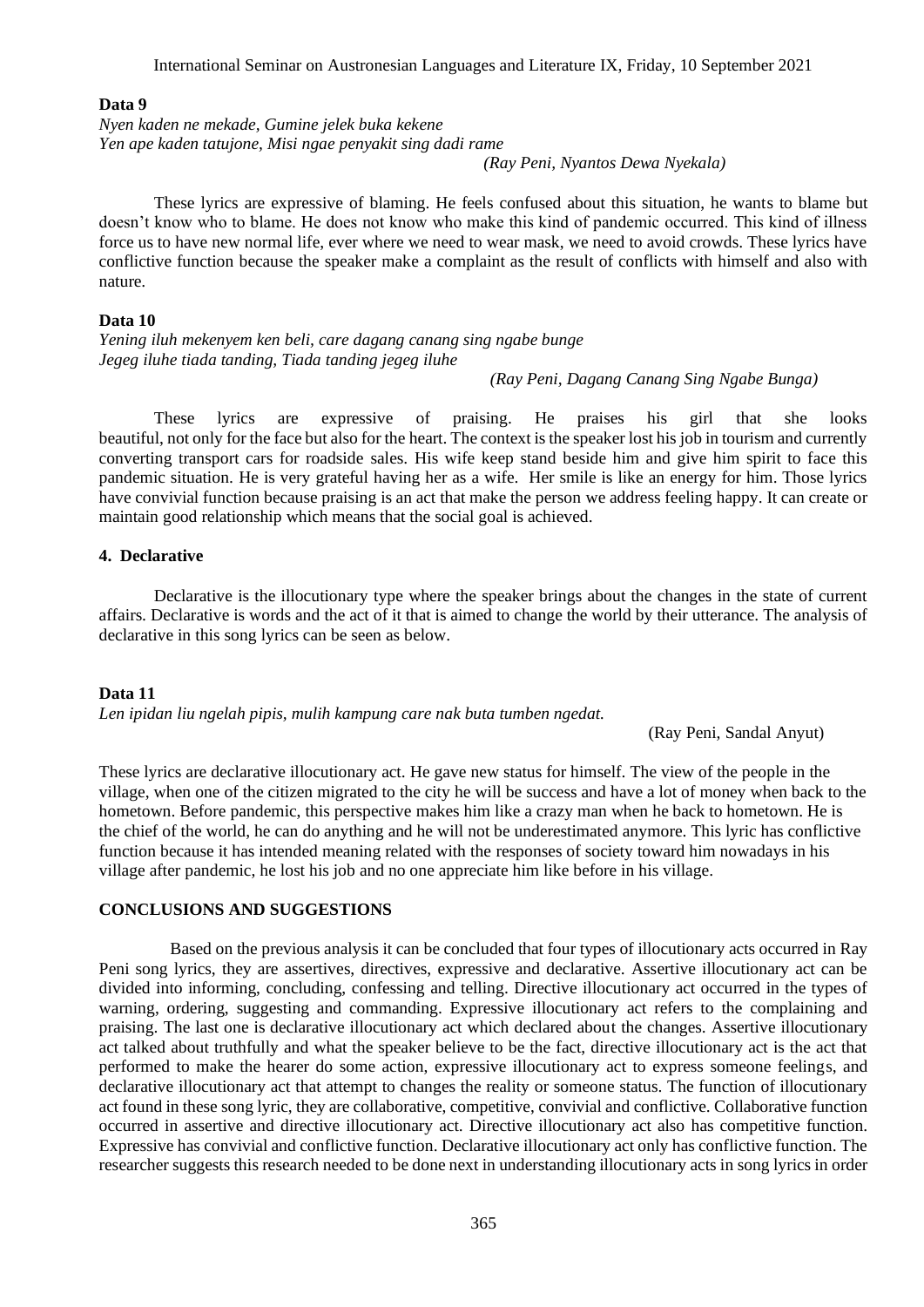**Data 9**

*Nyen kaden ne mekade, Gumine jelek buka kekene*
*Yen ape kaden tatujone, Misi ngae penyakit sing dadi rame*

*(Ray Peni, Nyantos Dewa Nyekala)*

These lyrics are expressive of blaming. He feels confused about this situation, he wants to blame but doesn't know who to blame. He does not know who make this kind of pandemic occurred. This kind of illness force us to have new normal life, ever where we need to wear mask, we need to avoid crowds. These lyrics have conflictive function because the speaker make a complaint as the result of conflicts with himself and also with nature.

**Data 10**

*Yening iluh mekenyem ken beli, care dagang canang sing ngabe bunge*
*Jegeg iluhe tiada tanding, Tiada tanding jegeg iluhe*

*(Ray Peni, Dagang Canang Sing Ngabe Bunga)*

These lyrics are expressive of praising. He praises his girl that she looks beautiful, not only for the face but also for the heart. The context is the speaker lost his job in tourism and currently converting transport cars for roadside sales. His wife keep stand beside him and give him spirit to face this pandemic situation. He is very grateful having her as a wife. Her smile is like an energy for him. Those lyrics have convivial function because praising is an act that make the person we address feeling happy. It can create or maintain good relationship which means that the social goal is achieved.

#### 4. Declarative

Declarative is the illocutionary type where the speaker brings about the changes in the state of current affairs. Declarative is words and the act of it that is aimed to change the world by their utterance. The analysis of declarative in this song lyrics can be seen as below.

**Data 11**

*Len ipidan liu ngelah pipis, mulih kampung care nak buta tumben ngedat.*

(Ray Peni, Sandal Anyut)

These lyrics are declarative illocutionary act. He gave new status for himself. The view of the people in the village, when one of the citizen migrated to the city he will be success and have a lot of money when back to the hometown. Before pandemic, this perspective makes him like a crazy man when he back to hometown. He is the chief of the world, he can do anything and he will not be underestimated anymore. This lyric has conflictive function because it has intended meaning related with the responses of society toward him nowadays in his village after pandemic, he lost his job and no one appreciate him like before in his village.

### CONCLUSIONS AND SUGGESTIONS

Based on the previous analysis it can be concluded that four types of illocutionary acts occurred in Ray Peni song lyrics, they are assertives, directives, expressive and declarative. Assertive illocutionary act can be divided into informing, concluding, confessing and telling. Directive illocutionary act occurred in the types of warning, ordering, suggesting and commanding. Expressive illocutionary act refers to the complaining and praising. The last one is declarative illocutionary act which declared about the changes. Assertive illocutionary act talked about truthfully and what the speaker believe to be the fact, directive illocutionary act is the act that performed to make the hearer do some action, expressive illocutionary act to express someone feelings, and declarative illocutionary act that attempt to changes the reality or someone status. The function of illocutionary act found in these song lyric, they are collaborative, competitive, convivial and conflictive. Collaborative function occurred in assertive and directive illocutionary act. Directive illocutionary act also has competitive function. Expressive has convivial and conflictive function. Declarative illocutionary act only has conflictive function. The researcher suggests this research needed to be done next in understanding illocutionary acts in song lyrics in order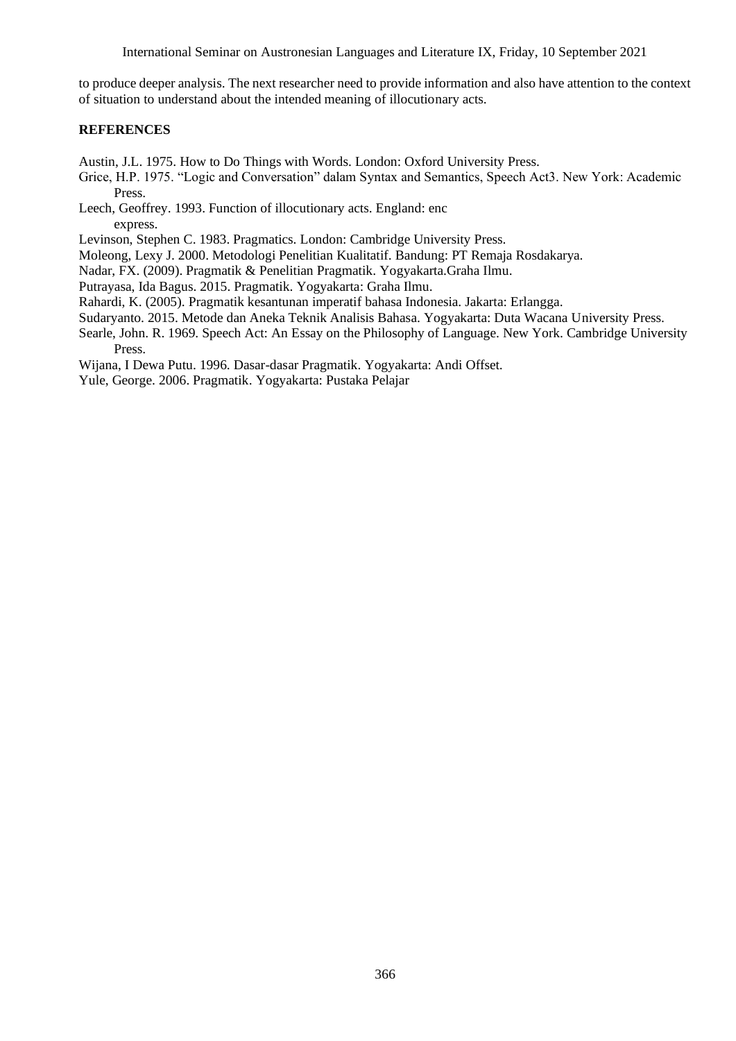to produce deeper analysis. The next researcher need to provide information and also have attention to the context of situation to understand about the intended meaning of illocutionary acts.

## REFERENCES

Austin, J.L. 1975. How to Do Things with Words. London: Oxford University Press.

Grice, H.P. 1975. "Logic and Conversation" dalam Syntax and Semantics, Speech Act3. New York: Academic Press.

Leech, Geoffrey. 1993. Function of illocutionary acts. England: enc express.

Levinson, Stephen C. 1983. Pragmatics. London: Cambridge University Press.

Moleong, Lexy J. 2000. Metodologi Penelitian Kualitatif. Bandung: PT Remaja Rosdakarya.

Nadar, FX. (2009). Pragmatik & Penelitian Pragmatik. Yogyakarta.Graha Ilmu.

Putrayasa, Ida Bagus. 2015. Pragmatik. Yogyakarta: Graha Ilmu.

Rahardi, K. (2005). Pragmatik kesantunan imperatif bahasa Indonesia. Jakarta: Erlangga.

Sudaryanto. 2015. Metode dan Aneka Teknik Analisis Bahasa. Yogyakarta: Duta Wacana University Press.

Searle, John. R. 1969. Speech Act: An Essay on the Philosophy of Language. New York. Cambridge University Press.

Wijana, I Dewa Putu. 1996. Dasar-dasar Pragmatik. Yogyakarta: Andi Offset.

Yule, George. 2006. Pragmatik. Yogyakarta: Pustaka Pelajar